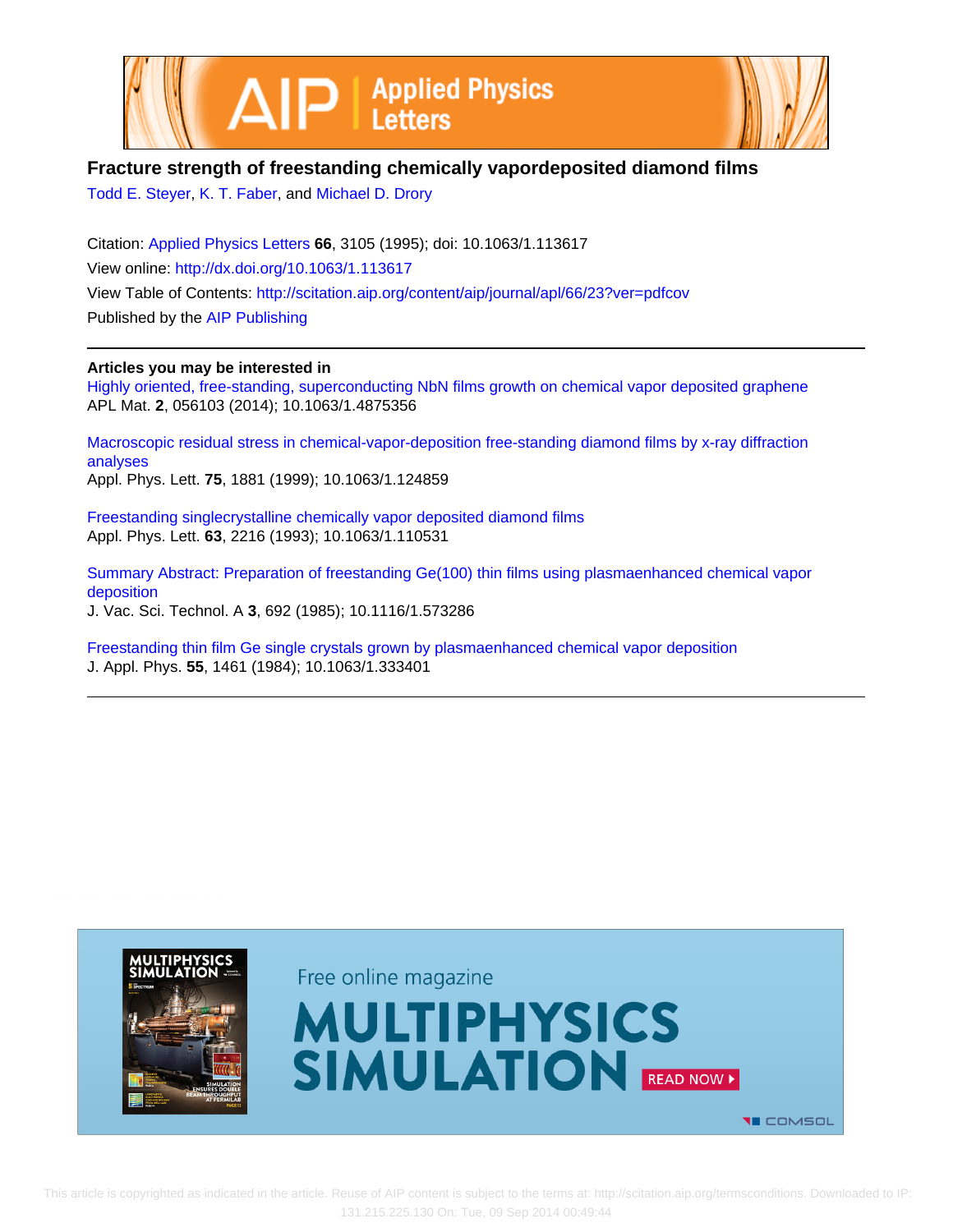# Fracture strength of freestanding chemically vapordeposited diamond films

Todd E. Steyer, K. T. Faber, and Michael D. Drory

Citation: Applied Physics Letters **66**, 3105 (1995); doi: 10.1063/1.113617

View online: http://dx.doi.org/10.1063/1.113617

View Table of Contents: http://scitation.aip.org/content/aip/journal/apl/66/23?ver=pdfcov

Published by the AIP Publishing

---

**Articles you may be interested in**

Highly oriented, free-standing, superconducting NbN films growth on chemical vapor deposited graphene
APL Mat. **2**, 056103 (2014); 10.1063/1.4875356

Macroscopic residual stress in chemical-vapor-deposition free-standing diamond films by x-ray diffraction analyses
Appl. Phys. Lett. **75**, 1881 (1999); 10.1063/1.124859

Freestanding singlecrystalline chemically vapor deposited diamond films
Appl. Phys. Lett. **63**, 2216 (1993); 10.1063/1.110531

Summary Abstract: Preparation of freestanding Ge(100) thin films using plasmaenhanced chemical vapor deposition
J. Vac. Sci. Technol. A **3**, 692 (1985); 10.1116/1.573286

Freestanding thin film Ge single crystals grown by plasmaenhanced chemical vapor deposition
J. Appl. Phys. **55**, 1461 (1984); 10.1063/1.333401

---

This article is copyrighted as indicated in the article. Reuse of AIP content is subject to the terms at: http://scitation.aip.org/termsconditions. Downloaded to IP: 131.215.225.130 On: Tue, 09 Sep 2014 00:49:44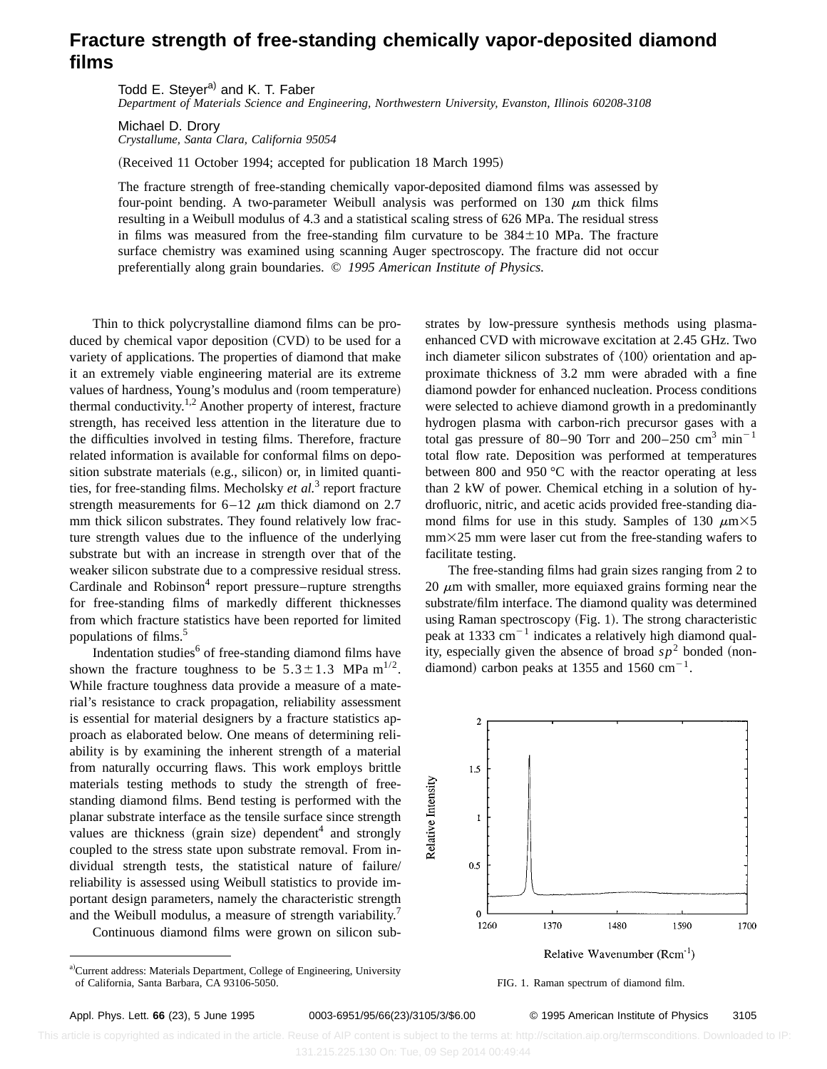# Fracture strength of free-standing chemically vapor-deposited diamond films

Todd E. Steyer[a] and K. T. Faber
*Department of Materials Science and Engineering, Northwestern University, Evanston, Illinois 60208-3108*

Michael D. Drory
*Crystallume, Santa Clara, California 95054*

(Received 11 October 1994; accepted for publication 18 March 1995)

The fracture strength of free-standing chemically vapor-deposited diamond films was assessed by four-point bending. A two-parameter Weibull analysis was performed on 130 $\mu$m thick films resulting in a Weibull modulus of 4.3 and a statistical scaling stress of 626 MPa. The residual stress in films was measured from the free-standing film curvature to be 384±10 MPa. The fracture surface chemistry was examined using scanning Auger spectroscopy. The fracture did not occur preferentially along grain boundaries. © *1995 American Institute of Physics.*

Thin to thick polycrystalline diamond films can be produced by chemical vapor deposition (CVD) to be used for a variety of applications. The properties of diamond that make it an extremely viable engineering material are its extreme values of hardness, Young's modulus and (room temperature) thermal conductivity.[1,2] Another property of interest, fracture strength, has received less attention in the literature due to the difficulties involved in testing films. Therefore, fracture related information is available for conformal films on deposition substrate materials (e.g., silicon) or, in limited quantities, for free-standing films. Mecholsky *et al.*[3] report fracture strength measurements for 6–12 $\mu$m thick diamond on 2.7 mm thick silicon substrates. They found relatively low fracture strength values due to the influence of the underlying substrate but with an increase in strength over that of the weaker silicon substrate due to a compressive residual stress. Cardinale and Robinson[4] report pressure–rupture strengths for free-standing films of markedly different thicknesses from which fracture statistics have been reported for limited populations of films.[5]

Indentation studies[6] of free-standing diamond films have shown the fracture toughness to be $5.3\pm1.3$ MPa m$^{1/2}$. While fracture toughness data provide a measure of a material's resistance to crack propagation, reliability assessment is essential for material designers by a fracture statistics approach as elaborated below. One means of determining reliability is by examining the inherent strength of a material from naturally occurring flaws. This work employs brittle materials testing methods to study the strength of free-standing diamond films. Bend testing is performed with the planar substrate interface as the tensile surface since strength values are thickness (grain size) dependent[4] and strongly coupled to the stress state upon substrate removal. From individual strength tests, the statistical nature of failure/reliability is assessed using Weibull statistics to provide important design parameters, namely the characteristic strength and the Weibull modulus, a measure of strength variability.[7]

Continuous diamond films were grown on silicon substrates by low-pressure synthesis methods using plasma-enhanced CVD with microwave excitation at 2.45 GHz. Two inch diameter silicon substrates of ⟨100⟩ orientation and approximate thickness of 3.2 mm were abraded with a fine diamond powder for enhanced nucleation. Process conditions were selected to achieve diamond growth in a predominantly hydrogen plasma with carbon-rich precursor gases with a total gas pressure of 80–90 Torr and 200–250 cm$^3$ min$^{-1}$ total flow rate. Deposition was performed at temperatures between 800 and 950 °C with the reactor operating at less than 2 kW of power. Chemical etching in a solution of hydrofluoric, nitric, and acetic acids provided free-standing diamond films for use in this study. Samples of 130 $\mu$m×5 mm×25 mm were laser cut from the free-standing wafers to facilitate testing.

The free-standing films had grain sizes ranging from 2 to 20 $\mu$m with smaller, more equiaxed grains forming near the substrate/film interface. The diamond quality was determined using Raman spectroscopy (Fig. 1). The strong characteristic peak at 1333 cm$^{-1}$ indicates a relatively high diamond quality, especially given the absence of broad $sp^2$ bonded (non-diamond) carbon peaks at 1355 and 1560 cm$^{-1}$.

FIG. 1. Raman spectrum of diamond film.

[a] Current address: Materials Department, College of Engineering, University of California, Santa Barbara, CA 93106-5050.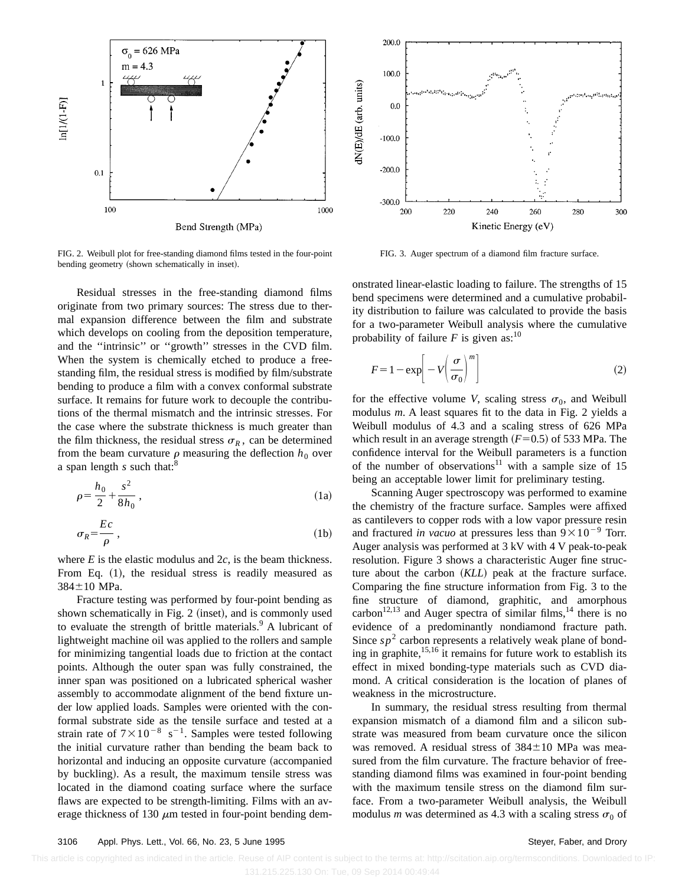FIG. 2. Weibull plot for free-standing diamond films tested in the four-point bending geometry (shown schematically in inset).

FIG. 3. Auger spectrum of a diamond film fracture surface.

Residual stresses in the free-standing diamond films originate from two primary sources: The stress due to thermal expansion difference between the film and substrate which develops on cooling from the deposition temperature, and the ''intrinsic'' or ''growth'' stresses in the CVD film. When the system is chemically etched to produce a free-standing film, the residual stress is modified by film/substrate bending to produce a film with a convex conformal substrate surface. It remains for future work to decouple the contributions of the thermal mismatch and the intrinsic stresses. For the case where the substrate thickness is much greater than the film thickness, the residual stress $\sigma_R$, can be determined from the beam curvature $\rho$ measuring the deflection $h_0$ over a span length $s$ such that:[8]

$$\rho = \frac{h_0}{2} + \frac{s^2}{8h_0}, \tag{1a}$$

$$\sigma_R = \frac{Ec}{\rho}, \tag{1b}$$

where $E$ is the elastic modulus and $2c$, is the beam thickness. From Eq. (1), the residual stress is readily measured as $384\pm10$ MPa.

Fracture testing was performed by four-point bending as shown schematically in Fig. 2 (inset), and is commonly used to evaluate the strength of brittle materials.[9] A lubricant of lightweight machine oil was applied to the rollers and sample for minimizing tangential loads due to friction at the contact points. Although the outer span was fully constrained, the inner span was positioned on a lubricated spherical washer assembly to accommodate alignment of the bend fixture under low applied loads. Samples were oriented with the conformal substrate side as the tensile surface and tested at a strain rate of $7\times10^{-8}\ \mathrm{s}^{-1}$. Samples were tested following the initial curvature rather than bending the beam back to horizontal and inducing an opposite curvature (accompanied by buckling). As a result, the maximum tensile stress was located in the diamond coating surface where the surface flaws are expected to be strength-limiting. Films with an average thickness of 130 $\mu$m tested in four-point bending demonstrated linear-elastic loading to failure. The strengths of 15 bend specimens were determined and a cumulative probability distribution to failure was calculated to provide the basis for a two-parameter Weibull analysis where the cumulative probability of failure $F$ is given as:[10]

$$F = 1 - \exp\left[-V\left(\frac{\sigma}{\sigma_0}\right)^m\right] \tag{2}$$

for the effective volume $V$, scaling stress $\sigma_0$, and Weibull modulus $m$. A least squares fit to the data in Fig. 2 yields a Weibull modulus of 4.3 and a scaling stress of 626 MPa which result in an average strength ($F=0.5$) of 533 MPa. The confidence interval for the Weibull parameters is a function of the number of observations[11] with a sample size of 15 being an acceptable lower limit for preliminary testing.

Scanning Auger spectroscopy was performed to examine the chemistry of the fracture surface. Samples were affixed as cantilevers to copper rods with a low vapor pressure resin and fractured *in vacuo* at pressures less than $9\times10^{-9}$ Torr. Auger analysis was performed at 3 kV with 4 V peak-to-peak resolution. Figure 3 shows a characteristic Auger fine structure about the carbon (*KLL*) peak at the fracture surface. Comparing the fine structure information from Fig. 3 to the fine structure of diamond, graphitic, and amorphous carbon[12,13] and Auger spectra of similar films,[14] there is no evidence of a predominantly nondiamond fracture path. Since $sp^2$ carbon represents a relatively weak plane of bonding in graphite,[15,16] it remains for future work to establish its effect in mixed bonding-type materials such as CVD diamond. A critical consideration is the location of planes of weakness in the microstructure.

In summary, the residual stress resulting from thermal expansion mismatch of a diamond film and a silicon substrate was measured from beam curvature once the silicon was removed. A residual stress of $384\pm10$ MPa was measured from the film curvature. The fracture behavior of free-standing diamond films was examined in four-point bending with the maximum tensile stress on the diamond film surface. From a two-parameter Weibull analysis, the Weibull modulus $m$ was determined as 4.3 with a scaling stress $\sigma_0$ of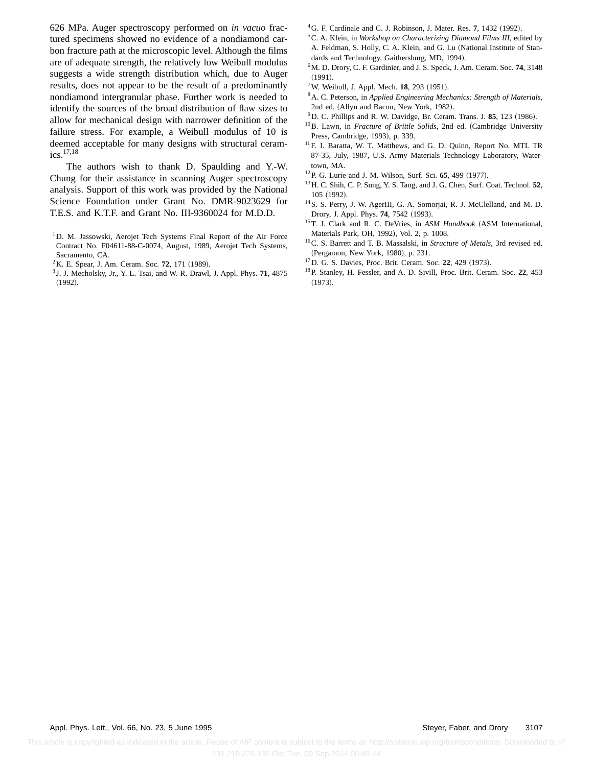626 MPa. Auger spectroscopy performed on *in vacuo* fractured specimens showed no evidence of a nondiamond carbon fracture path at the microscopic level. Although the films are of adequate strength, the relatively low Weibull modulus suggests a wide strength distribution which, due to Auger results, does not appear to be the result of a predominantly nondiamond intergranular phase. Further work is needed to identify the sources of the broad distribution of flaw sizes to allow for mechanical design with narrower definition of the failure stress. For example, a Weibull modulus of 10 is deemed acceptable for many designs with structural ceramics.[17,18]

The authors wish to thank D. Spaulding and Y.-W. Chung for their assistance in scanning Auger spectroscopy analysis. Support of this work was provided by the National Science Foundation under Grant No. DMR-9023629 for T.E.S. and K.T.F. and Grant No. III-9360024 for M.D.D.

[1] D. M. Jassowski, Aerojet Tech Systems Final Report of the Air Force Contract No. F04611-88-C-0074, August, 1989, Aerojet Tech Systems, Sacramento, CA.

[2] K. E. Spear, J. Am. Ceram. Soc. **72**, 171 (1989).

[3] J. J. Mecholsky, Jr., Y. L. Tsai, and W. R. Drawl, J. Appl. Phys. **71**, 4875 (1992).

[4] G. F. Cardinale and C. J. Robinson, J. Mater. Res. **7**, 1432 (1992).

[5] C. A. Klein, in *Workshop on Characterizing Diamond Films III*, edited by A. Feldman, S. Holly, C. A. Klein, and G. Lu (National Institute of Standards and Technology, Gaithersburg, MD, 1994).

[6] M. D. Drory, C. F. Gardinier, and J. S. Speck, J. Am. Ceram. Soc. **74**, 3148 (1991).

[7] W. Weibull, J. Appl. Mech. **18**, 293 (1951).

[8] A. C. Peterson, in *Applied Engineering Mechanics: Strength of Materials*, 2nd ed. (Allyn and Bacon, New York, 1982).

[9] D. C. Phillips and R. W. Davidge, Br. Ceram. Trans. J. **85**, 123 (1986).

[10] B. Lawn, in *Fracture of Brittle Solids*, 2nd ed. (Cambridge University Press, Cambridge, 1993), p. 339.

[11] F. I. Baratta, W. T. Matthews, and G. D. Quinn, Report No. MTL TR 87-35, July, 1987, U.S. Army Materials Technology Laboratory, Watertown, MA.

[12] P. G. Lurie and J. M. Wilson, Surf. Sci. **65**, 499 (1977).

[13] H. C. Shih, C. P. Sung, Y. S. Tang, and J. G. Chen, Surf. Coat. Technol. **52**, 105 (1992).

[14] S. S. Perry, J. W. AgerIII, G. A. Somorjai, R. J. McClelland, and M. D. Drory, J. Appl. Phys. **74**, 7542 (1993).

[15] T. J. Clark and R. C. DeVries, in *ASM Handbook* (ASM International, Materials Park, OH, 1992), Vol. 2, p. 1008.

[16] C. S. Barrett and T. B. Massalski, in *Structure of Metals*, 3rd revised ed. (Pergamon, New York, 1980), p. 231.

[17] D. G. S. Davies, Proc. Brit. Ceram. Soc. **22**, 429 (1973).

[18] P. Stanley, H. Fessler, and A. D. Sivill, Proc. Brit. Ceram. Soc. **22**, 453 (1973).